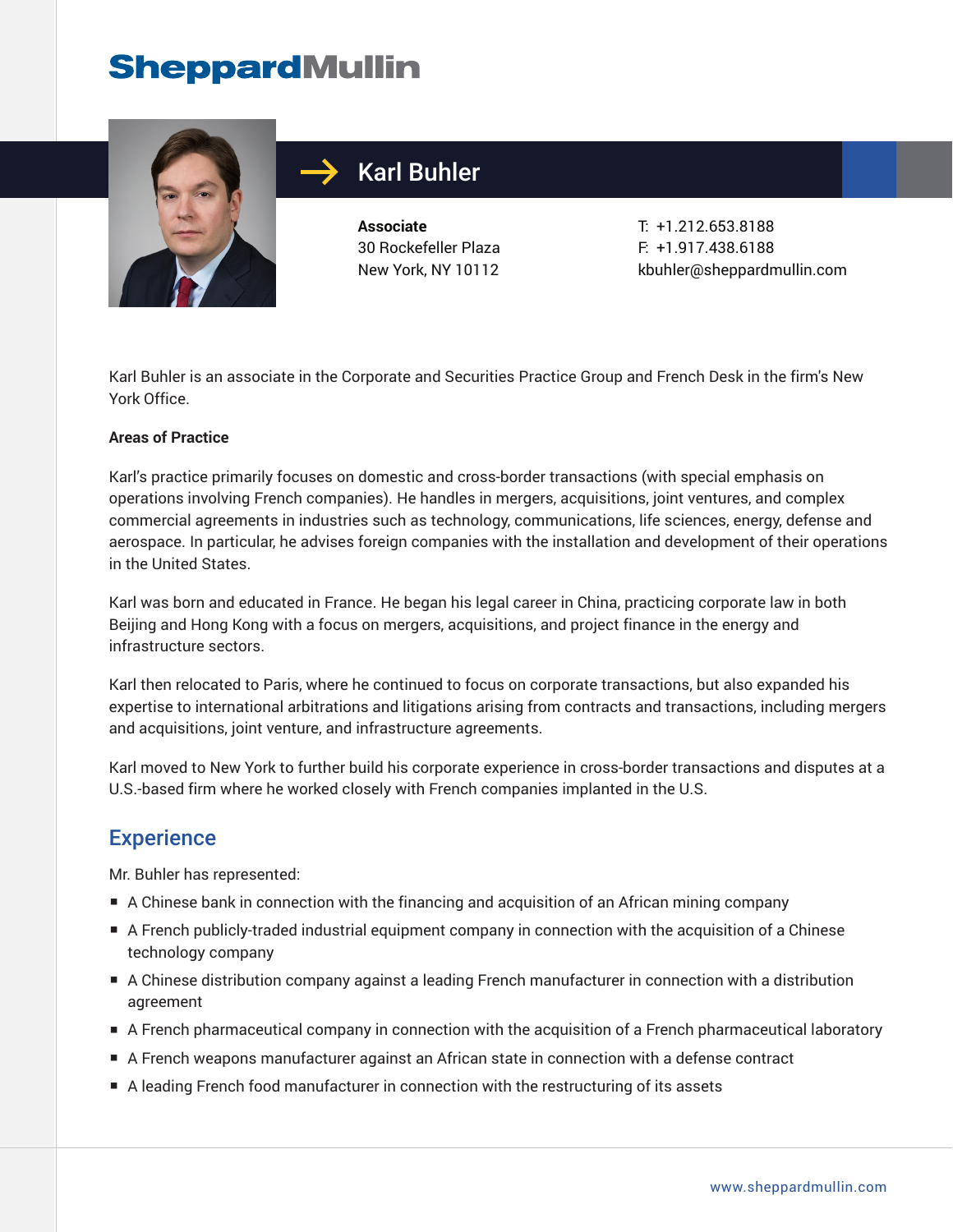# Karl Buhler

**Associate**
30 Rockefeller Plaza
New York, NY 10112

T: +1.212.653.8188
F: +1.917.438.6188
kbuhler@sheppardmullin.com

Karl Buhler is an associate in the Corporate and Securities Practice Group and French Desk in the firm's New York Office.

**Areas of Practice**

Karl's practice primarily focuses on domestic and cross-border transactions (with special emphasis on operations involving French companies). He handles in mergers, acquisitions, joint ventures, and complex commercial agreements in industries such as technology, communications, life sciences, energy, defense and aerospace. In particular, he advises foreign companies with the installation and development of their operations in the United States.

Karl was born and educated in France. He began his legal career in China, practicing corporate law in both Beijing and Hong Kong with a focus on mergers, acquisitions, and project finance in the energy and infrastructure sectors.

Karl then relocated to Paris, where he continued to focus on corporate transactions, but also expanded his expertise to international arbitrations and litigations arising from contracts and transactions, including mergers and acquisitions, joint venture, and infrastructure agreements.

Karl moved to New York to further build his corporate experience in cross-border transactions and disputes at a U.S.-based firm where he worked closely with French companies implanted in the U.S.

## Experience

Mr. Buhler has represented:

- A Chinese bank in connection with the financing and acquisition of an African mining company
- A French publicly-traded industrial equipment company in connection with the acquisition of a Chinese technology company
- A Chinese distribution company against a leading French manufacturer in connection with a distribution agreement
- A French pharmaceutical company in connection with the acquisition of a French pharmaceutical laboratory
- A French weapons manufacturer against an African state in connection with a defense contract
- A leading French food manufacturer in connection with the restructuring of its assets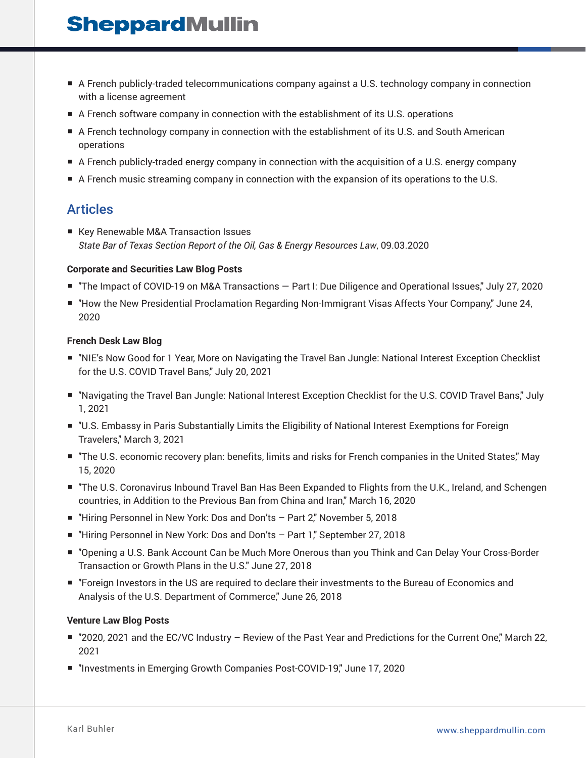- A French publicly-traded telecommunications company against a U.S. technology company in connection with a license agreement
- A French software company in connection with the establishment of its U.S. operations
- A French technology company in connection with the establishment of its U.S. and South American operations
- A French publicly-traded energy company in connection with the acquisition of a U.S. energy company
- A French music streaming company in connection with the expansion of its operations to the U.S.

## Articles

- Key Renewable M&A Transaction Issues
  *State Bar of Texas Section Report of the Oil, Gas & Energy Resources Law*, 09.03.2020

**Corporate and Securities Law Blog Posts**

- "The Impact of COVID-19 on M&A Transactions — Part I: Due Diligence and Operational Issues," July 27, 2020
- "How the New Presidential Proclamation Regarding Non-Immigrant Visas Affects Your Company," June 24, 2020

**French Desk Law Blog**

- "NIE's Now Good for 1 Year, More on Navigating the Travel Ban Jungle: National Interest Exception Checklist for the U.S. COVID Travel Bans," July 20, 2021
- "Navigating the Travel Ban Jungle: National Interest Exception Checklist for the U.S. COVID Travel Bans," July 1, 2021
- "U.S. Embassy in Paris Substantially Limits the Eligibility of National Interest Exemptions for Foreign Travelers," March 3, 2021
- "The U.S. economic recovery plan: benefits, limits and risks for French companies in the United States," May 15, 2020
- "The U.S. Coronavirus Inbound Travel Ban Has Been Expanded to Flights from the U.K., Ireland, and Schengen countries, in Addition to the Previous Ban from China and Iran," March 16, 2020
- "Hiring Personnel in New York: Dos and Don'ts – Part 2," November 5, 2018
- "Hiring Personnel in New York: Dos and Don'ts – Part 1," September 27, 2018
- "Opening a U.S. Bank Account Can be Much More Onerous than you Think and Can Delay Your Cross-Border Transaction or Growth Plans in the U.S." June 27, 2018
- "Foreign Investors in the US are required to declare their investments to the Bureau of Economics and Analysis of the U.S. Department of Commerce," June 26, 2018

**Venture Law Blog Posts**

- "2020, 2021 and the EC/VC Industry – Review of the Past Year and Predictions for the Current One," March 22, 2021
- "Investments in Emerging Growth Companies Post-COVID-19," June 17, 2020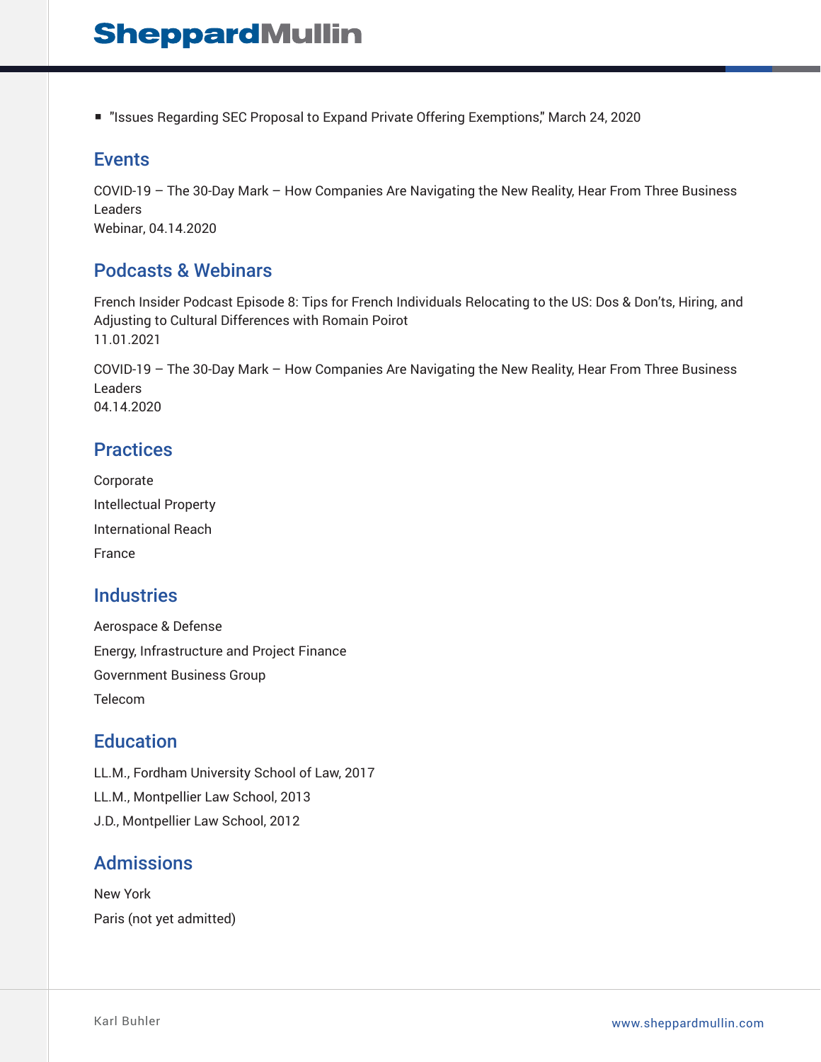- "Issues Regarding SEC Proposal to Expand Private Offering Exemptions," March 24, 2020

## Events

COVID-19 – The 30-Day Mark – How Companies Are Navigating the New Reality, Hear From Three Business Leaders
Webinar, 04.14.2020

## Podcasts & Webinars

French Insider Podcast Episode 8: Tips for French Individuals Relocating to the US: Dos & Don'ts, Hiring, and Adjusting to Cultural Differences with Romain Poirot
11.01.2021

COVID-19 – The 30-Day Mark – How Companies Are Navigating the New Reality, Hear From Three Business Leaders
04.14.2020

## Practices

Corporate

Intellectual Property

International Reach

France

## Industries

Aerospace & Defense

Energy, Infrastructure and Project Finance

Government Business Group

Telecom

## Education

LL.M., Fordham University School of Law, 2017

LL.M., Montpellier Law School, 2013

J.D., Montpellier Law School, 2012

## Admissions

New York

Paris (not yet admitted)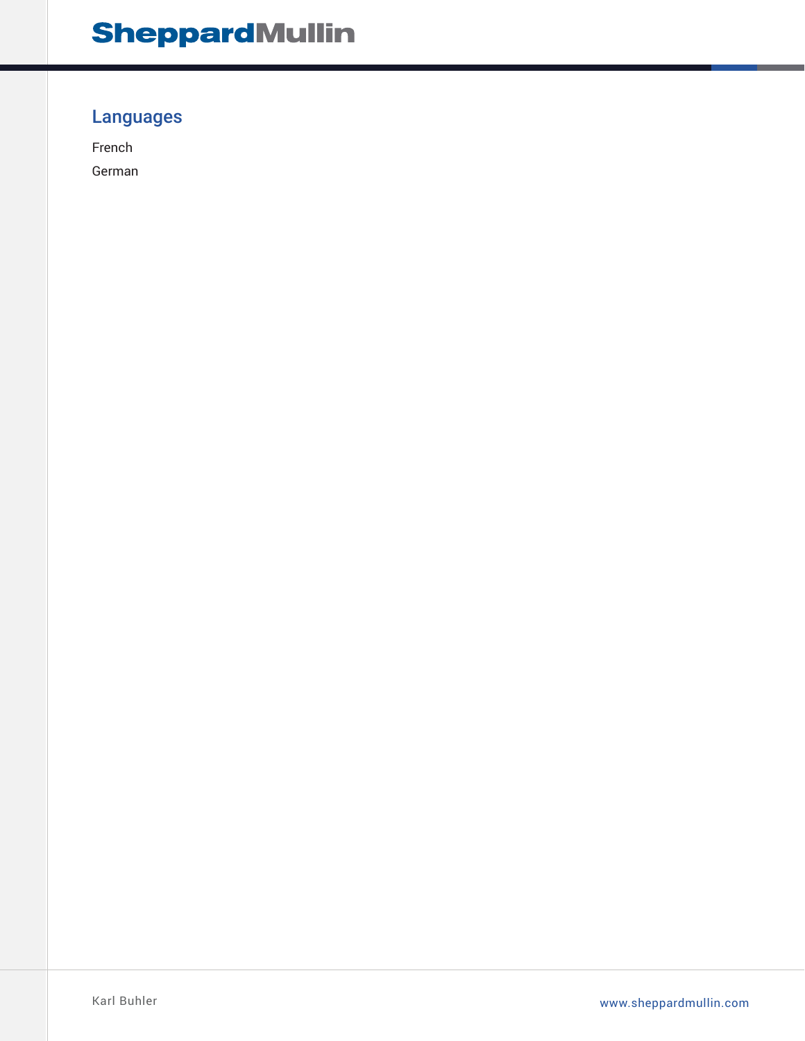## Languages

French

German